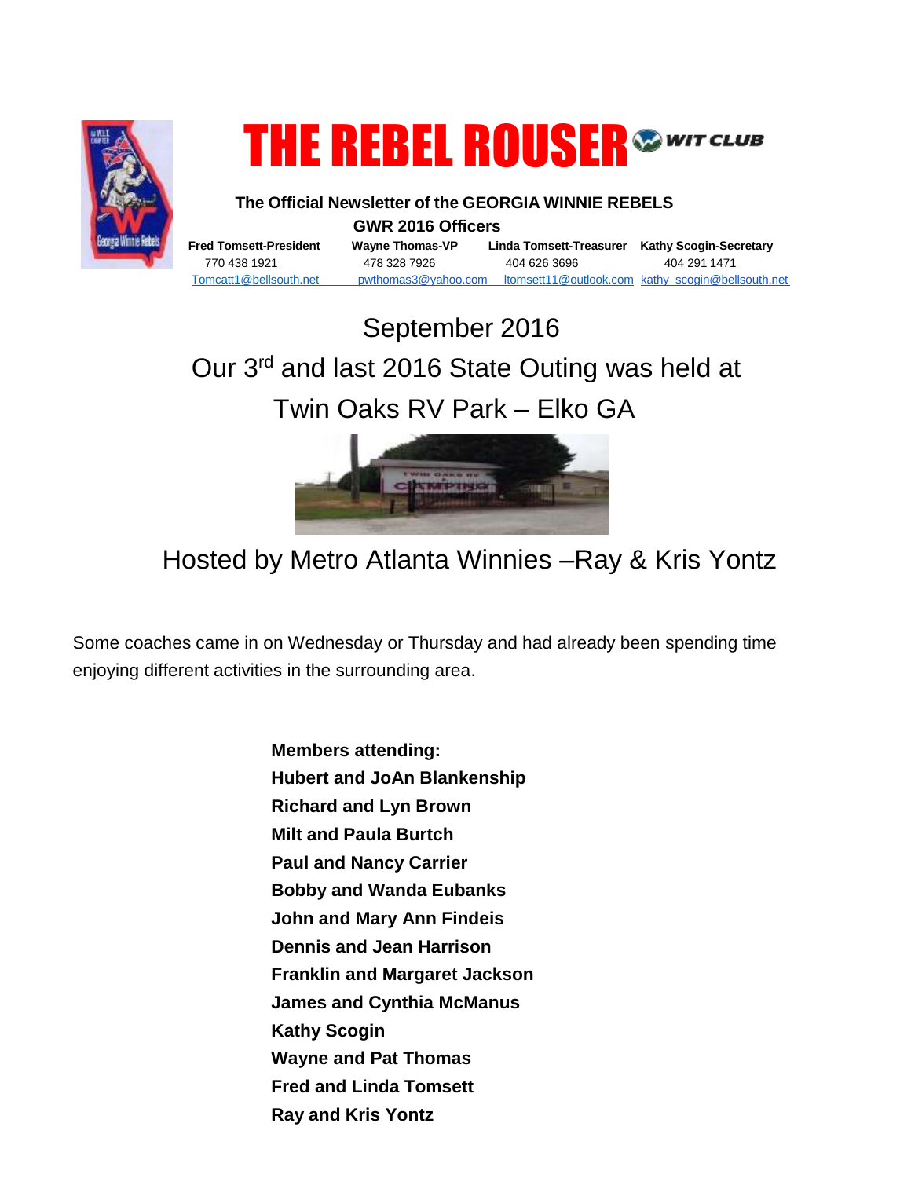# THE REBEL ROUSER

WIT CLUB

**The Official Newsletter of the GEORGIA WINNIE REBELS**

**GWR 2016 Officers**

| **Fred Tomsett-President** | **Wayne Thomas-VP** | **Linda Tomsett-Treasurer** | **Kathy Scogin-Secretary** |
|---|---|---|---|
| 770 438 1921 | 478 328 7926 | 404 626 3696 | 404 291 1471 |
| Tomcatt1@bellsouth.net | pwthomas3@yahoo.com | ltomsett11@outlook.com | kathy_scogin@bellsouth.net |

## September 2016

## Our 3rd and last 2016 State Outing was held at Twin Oaks RV Park – Elko GA

## Hosted by Metro Atlanta Winnies –Ray & Kris Yontz

Some coaches came in on Wednesday or Thursday and had already been spending time enjoying different activities in the surrounding area.

**Members attending:**
**Hubert and JoAn Blankenship**
**Richard and Lyn Brown**
**Milt and Paula Burtch**
**Paul and Nancy Carrier**
**Bobby and Wanda Eubanks**
**John and Mary Ann Findeis**
**Dennis and Jean Harrison**
**Franklin and Margaret Jackson**
**James and Cynthia McManus**
**Kathy Scogin**
**Wayne and Pat Thomas**
**Fred and Linda Tomsett**
**Ray and Kris Yontz**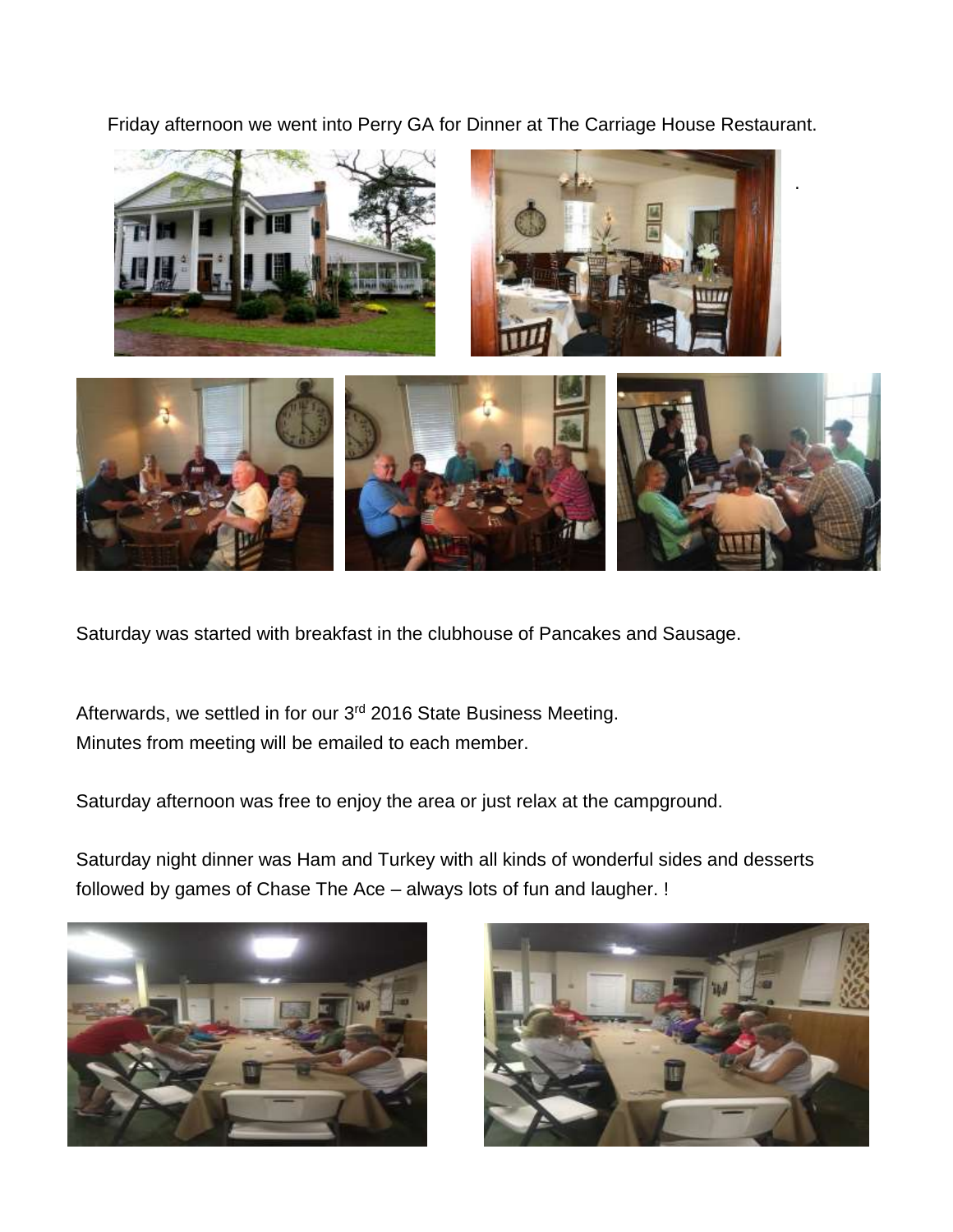Friday afternoon we went into Perry GA for Dinner at The Carriage House Restaurant.

Saturday was started with breakfast in the clubhouse of Pancakes and Sausage.

Afterwards, we settled in for our 3rd 2016 State Business Meeting.
Minutes from meeting will be emailed to each member.

Saturday afternoon was free to enjoy the area or just relax at the campground.

Saturday night dinner was Ham and Turkey with all kinds of wonderful sides and desserts followed by games of Chase The Ace – always lots of fun and laughter. !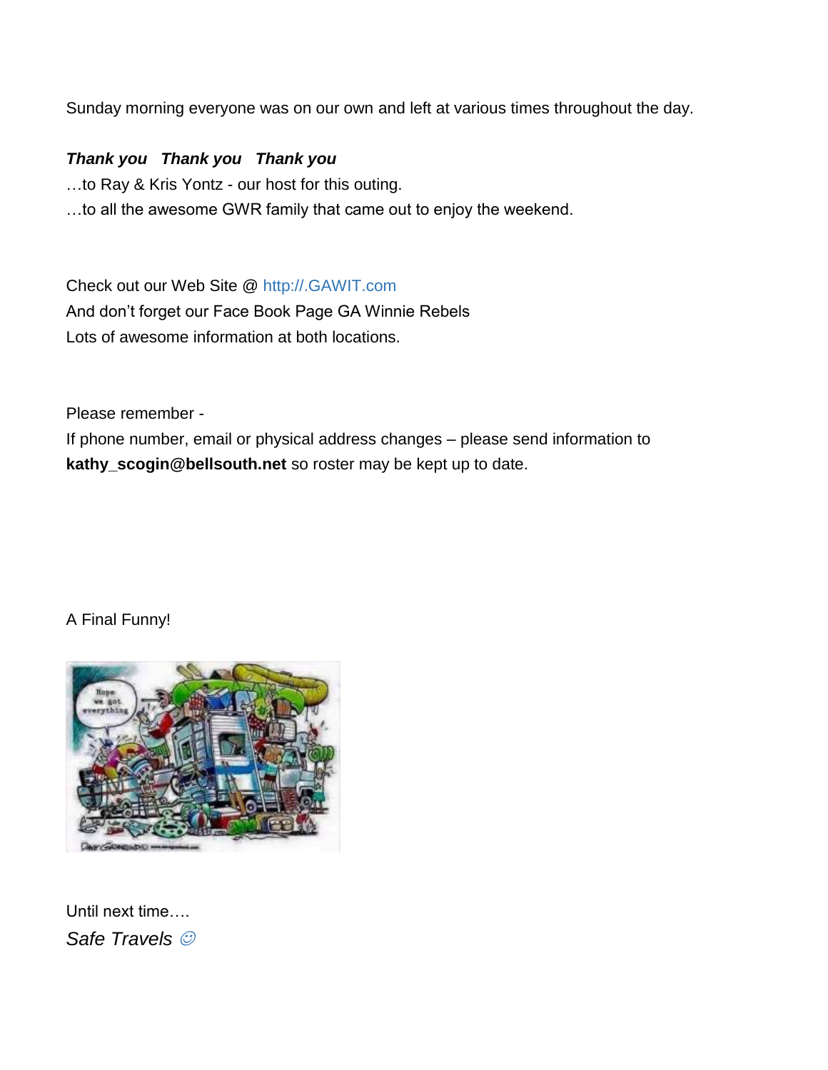Sunday morning everyone was on our own and left at various times throughout the day.

***Thank you   Thank you   Thank you***

…to Ray & Kris Yontz - our host for this outing.

…to all the awesome GWR family that came out to enjoy the weekend.

Check out our Web Site @ http://.GAWIT.com

And don't forget our Face Book Page GA Winnie Rebels

Lots of awesome information at both locations.

Please remember -

If phone number, email or physical address changes – please send information to **kathy_scogin@bellsouth.net** so roster may be kept up to date.

A Final Funny!

Until next time….

*Safe Travels* ☺